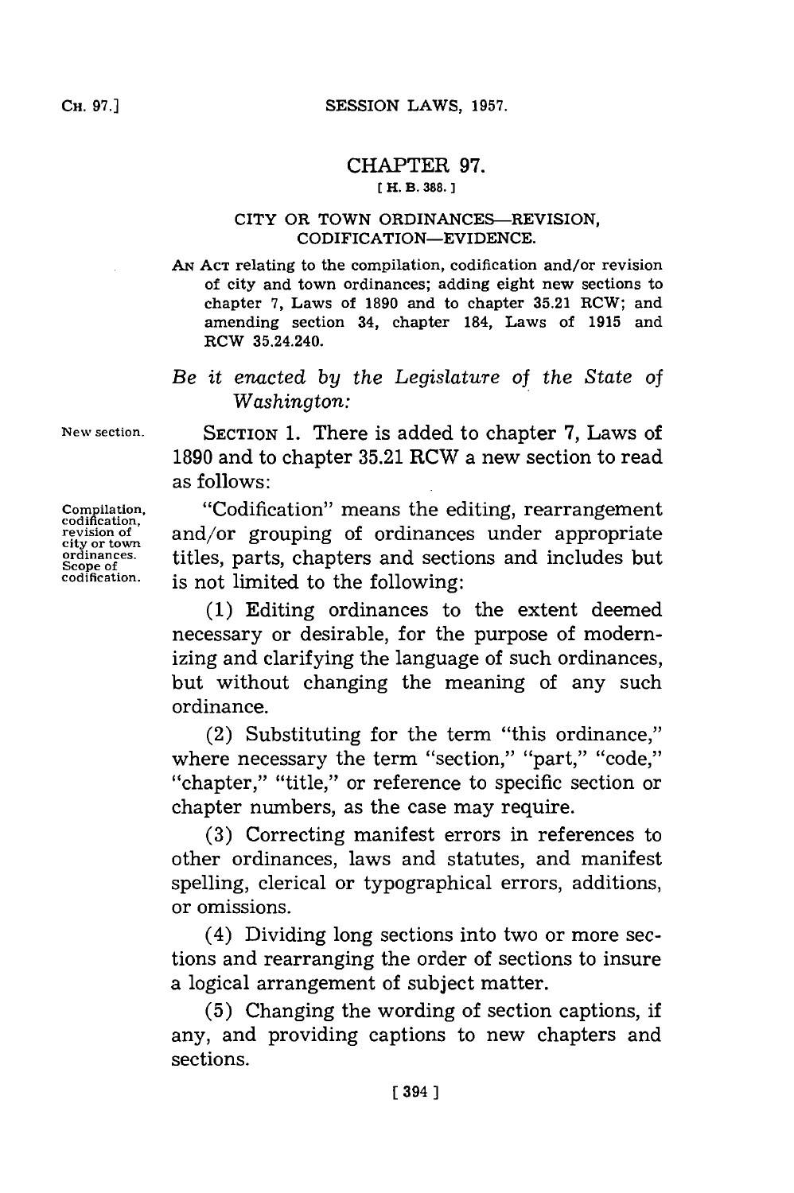# CHAPTER 97.

[ H. B. 388. ]

## CITY OR TOWN ORDINANCES—REVISION, CODIFICATION—EVIDENCE.

AN ACT relating to the compilation, codification and/or revision of city and town ordinances; adding eight new sections to chapter 7, Laws of 1890 and to chapter 35.21 RCW; and amending section 34, chapter 184, Laws of 1915 and RCW 35.24.240.

*Be it enacted by the Legislature of the State of Washington:*

New section.

SECTION 1. There is added to chapter 7, Laws of 1890 and to chapter 35.21 RCW a new section to read as follows:

Compilation, codification, revision of city or town ordinances. Scope of codification.

"Codification" means the editing, rearrangement and/or grouping of ordinances under appropriate titles, parts, chapters and sections and includes but is not limited to the following:

(1) Editing ordinances to the extent deemed necessary or desirable, for the purpose of modernizing and clarifying the language of such ordinances, but without changing the meaning of any such ordinance.

(2) Substituting for the term "this ordinance," where necessary the term "section," "part," "code," "chapter," "title," or reference to specific section or chapter numbers, as the case may require.

(3) Correcting manifest errors in references to other ordinances, laws and statutes, and manifest spelling, clerical or typographical errors, additions, or omissions.

(4) Dividing long sections into two or more sections and rearranging the order of sections to insure a logical arrangement of subject matter.

(5) Changing the wording of section captions, if any, and providing captions to new chapters and sections.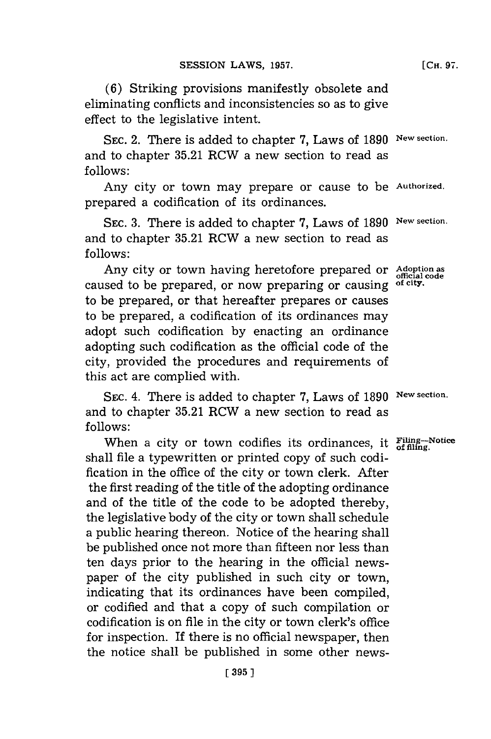(6) Striking provisions manifestly obsolete and eliminating conflicts and inconsistencies so as to give effect to the legislative intent.

SEC. 2. There is added to chapter 7, Laws of 1890 and to chapter 35.21 RCW a new section to read as follows: *New section.*

Any city or town may prepare or cause to be prepared a codification of its ordinances. *Authorized.*

SEC. 3. There is added to chapter 7, Laws of 1890 and to chapter 35.21 RCW a new section to read as follows: *New section.*

Any city or town having heretofore prepared or caused to be prepared, or now preparing or causing to be prepared, or that hereafter prepares or causes to be prepared, a codification of its ordinances may adopt such codification by enacting an ordinance adopting such codification as the official code of the city, provided the procedures and requirements of this act are complied with. *Adoption as official code of city.*

SEC. 4. There is added to chapter 7, Laws of 1890 and to chapter 35.21 RCW a new section to read as follows: *New section.*

When a city or town codifies its ordinances, it shall file a typewritten or printed copy of such codification in the office of the city or town clerk. After the first reading of the title of the adopting ordinance and of the title of the code to be adopted thereby, the legislative body of the city or town shall schedule a public hearing thereon. Notice of the hearing shall be published once not more than fifteen nor less than ten days prior to the hearing in the official newspaper of the city published in such city or town, indicating that its ordinances have been compiled, or codified and that a copy of such compilation or codification is on file in the city or town clerk's office for inspection. If there is no official newspaper, then the notice shall be published in some other news- *Filing—Notice of filing.*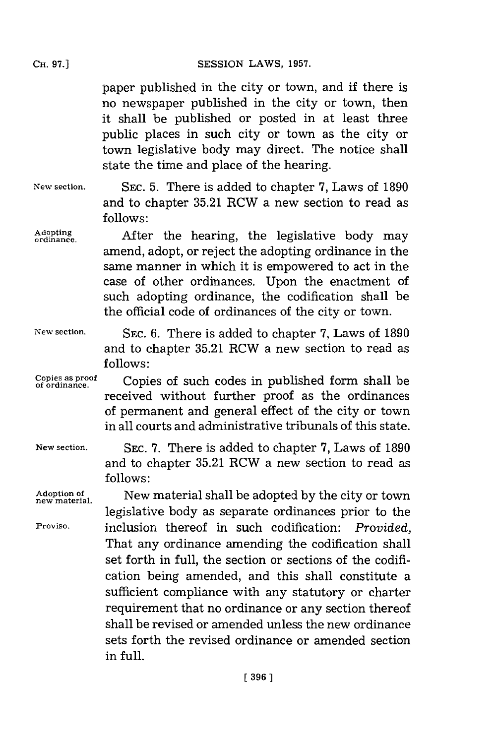paper published in the city or town, and if there is no newspaper published in the city or town, then it shall be published or posted in at least three public places in such city or town as the city or town legislative body may direct. The notice shall state the time and place of the hearing.

New section. SEC. 5. There is added to chapter 7, Laws of 1890 and to chapter 35.21 RCW a new section to read as follows:

Adopting ordinance. After the hearing, the legislative body may amend, adopt, or reject the adopting ordinance in the same manner in which it is empowered to act in the case of other ordinances. Upon the enactment of such adopting ordinance, the codification shall be the official code of ordinances of the city or town.

New section. SEC. 6. There is added to chapter 7, Laws of 1890 and to chapter 35.21 RCW a new section to read as follows:

Copies as proof of ordinance. Copies of such codes in published form shall be received without further proof as the ordinances of permanent and general effect of the city or town in all courts and administrative tribunals of this state.

New section. SEC. 7. There is added to chapter 7, Laws of 1890 and to chapter 35.21 RCW a new section to read as follows:

Adoption of new material. New material shall be adopted by the city or town legislative body as separate ordinances prior to the inclusion thereof in such codification: *Provided*, That any ordinance amending the codification shall set forth in full, the section or sections of the codification being amended, and this shall constitute a sufficient compliance with any statutory or charter requirement that no ordinance or any section thereof shall be revised or amended unless the new ordinance sets forth the revised ordinance or amended section in full.

Proviso.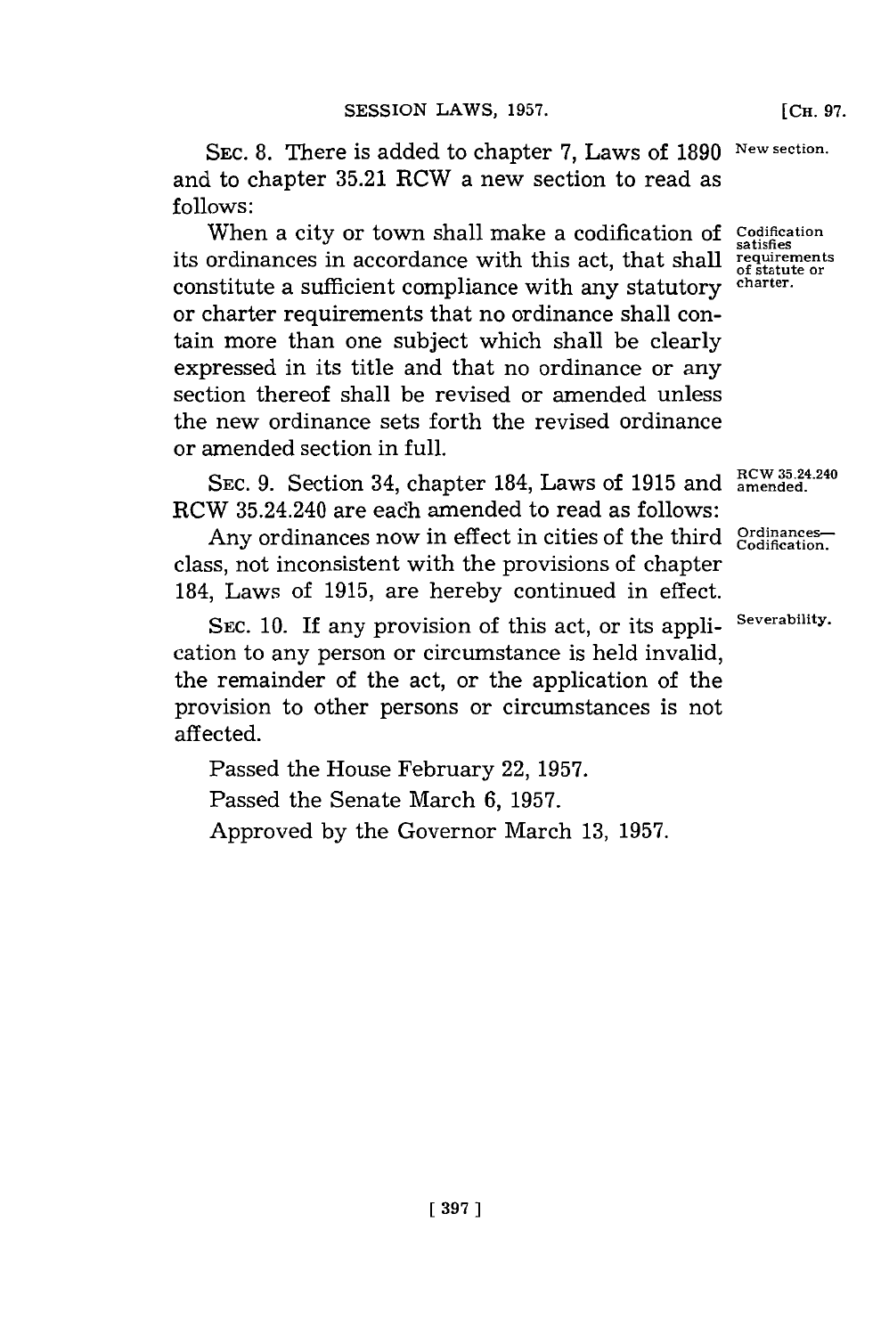SEC. 8. There is added to chapter 7, Laws of 1890 and to chapter 35.21 RCW a new section to read as follows:

New section.

When a city or town shall make a codification of its ordinances in accordance with this act, that shall constitute a sufficient compliance with any statutory or charter requirements that no ordinance shall contain more than one subject which shall be clearly expressed in its title and that no ordinance or any section thereof shall be revised or amended unless the new ordinance sets forth the revised ordinance or amended section in full.

Codification satisfies requirements of statute or charter.

SEC. 9. Section 34, chapter 184, Laws of 1915 and RCW 35.24.240 are each amended to read as follows:

RCW 35.24.240 amended.

Any ordinances now in effect in cities of the third class, not inconsistent with the provisions of chapter 184, Laws of 1915, are hereby continued in effect.

Ordinances—Codification.

SEC. 10. If any provision of this act, or its application to any person or circumstance is held invalid, the remainder of the act, or the application of the provision to other persons or circumstances is not affected.

Severability.

Passed the House February 22, 1957.

Passed the Senate March 6, 1957.

Approved by the Governor March 13, 1957.